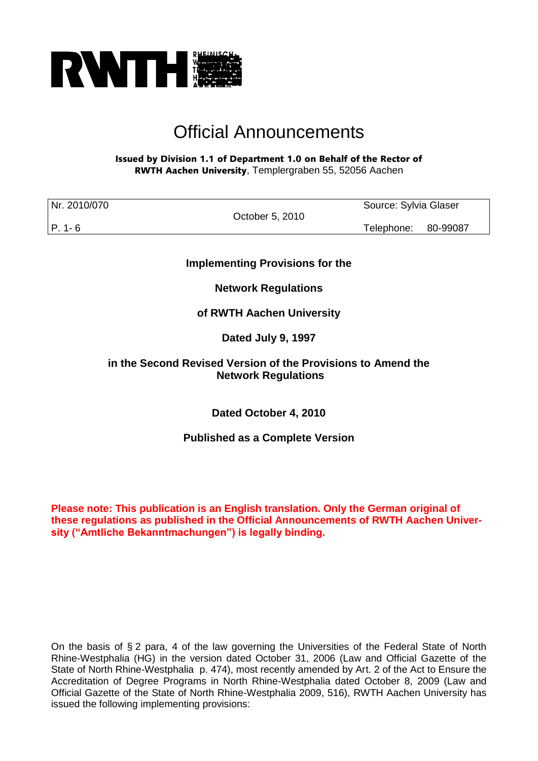# Official Announcements

**Issued by Division 1.1 of Department 1.0 on Behalf of the Rector of RWTH Aachen University**, Templergraben 55, 52056 Aachen

| Nr. 2010/070 | October 5, 2010 | Source: Sylvia Glaser |
|---|---|---|
| P. 1- 6 | | Telephone: 80-99087 |

**Implementing Provisions for the**

**Network Regulations**

**of RWTH Aachen University**

**Dated July 9, 1997**

**in the Second Revised Version of the Provisions to Amend the Network Regulations**

**Dated October 4, 2010**

**Published as a Complete Version**

**Please note: This publication is an English translation. Only the German original of these regulations as published in the Official Announcements of RWTH Aachen University ("Amtliche Bekanntmachungen") is legally binding.**

On the basis of § 2 para, 4 of the law governing the Universities of the Federal State of North Rhine-Westphalia (HG) in the version dated October 31, 2006 (Law and Official Gazette of the State of North Rhine-Westphalia p. 474), most recently amended by Art. 2 of the Act to Ensure the Accreditation of Degree Programs in North Rhine-Westphalia dated October 8, 2009 (Law and Official Gazette of the State of North Rhine-Westphalia 2009, 516), RWTH Aachen University has issued the following implementing provisions: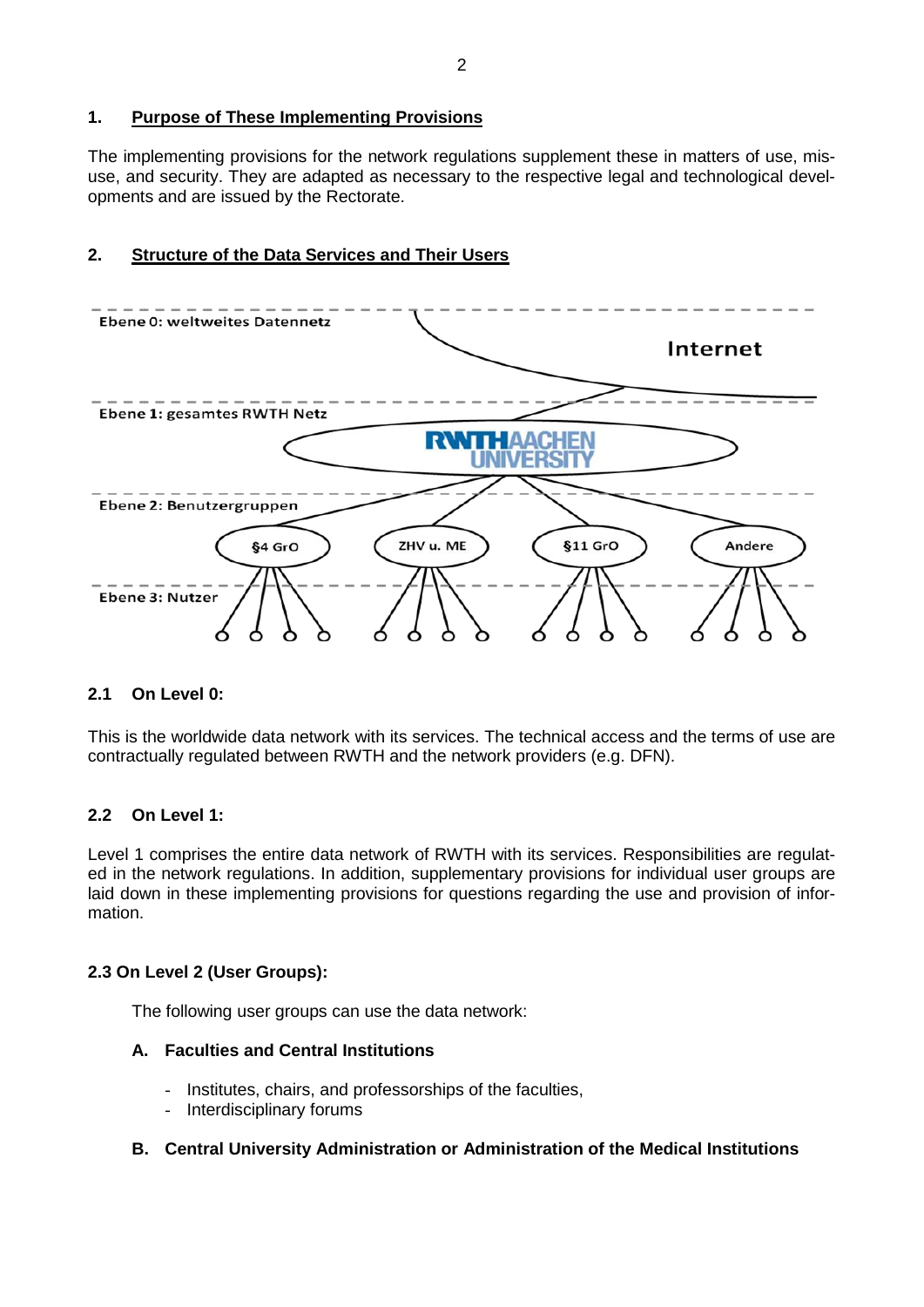## 1. Purpose of These Implementing Provisions

The implementing provisions for the network regulations supplement these in matters of use, misuse, and security. They are adapted as necessary to the respective legal and technological developments and are issued by the Rectorate.

## 2. Structure of the Data Services and Their Users

Ebene 0: weltweites Datennetz

Internet

Ebene 1: gesamtes RWTH Netz

RWTH AACHEN UNIVERSITY

Ebene 2: Benutzergruppen

§4 GrO | ZHV u. ME | §11 GrO | Andere

Ebene 3: Nutzer

### 2.1 On Level 0:

This is the worldwide data network with its services. The technical access and the terms of use are contractually regulated between RWTH and the network providers (e.g. DFN).

### 2.2 On Level 1:

Level 1 comprises the entire data network of RWTH with its services. Responsibilities are regulated in the network regulations. In addition, supplementary provisions for individual user groups are laid down in these implementing provisions for questions regarding the use and provision of information.

### 2.3 On Level 2 (User Groups):

The following user groups can use the data network:

**A. Faculties and Central Institutions**

- Institutes, chairs, and professorships of the faculties,
- Interdisciplinary forums

**B. Central University Administration or Administration of the Medical Institutions**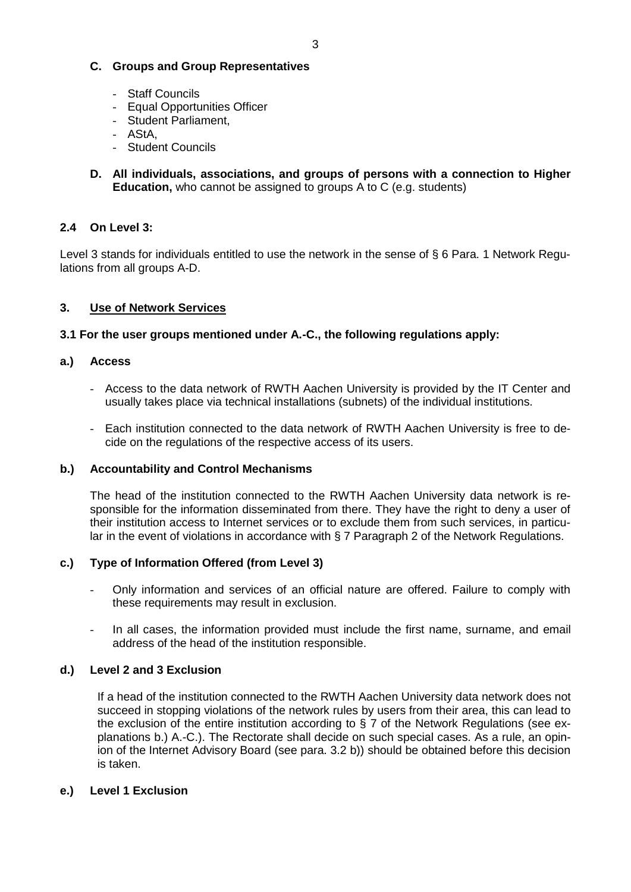**C. Groups and Group Representatives**

- Staff Councils
- Equal Opportunities Officer
- Student Parliament,
- AStA,
- Student Councils

**D. All individuals, associations, and groups of persons with a connection to Higher Education,** who cannot be assigned to groups A to C (e.g. students)

### 2.4 On Level 3:

Level 3 stands for individuals entitled to use the network in the sense of § 6 Para. 1 Network Regulations from all groups A-D.

## 3. Use of Network Services

### 3.1 For the user groups mentioned under A.-C., the following regulations apply:

#### a.) Access

- Access to the data network of RWTH Aachen University is provided by the IT Center and usually takes place via technical installations (subnets) of the individual institutions.
- Each institution connected to the data network of RWTH Aachen University is free to decide on the regulations of the respective access of its users.

#### b.) Accountability and Control Mechanisms

The head of the institution connected to the RWTH Aachen University data network is responsible for the information disseminated from there. They have the right to deny a user of their institution access to Internet services or to exclude them from such services, in particular in the event of violations in accordance with § 7 Paragraph 2 of the Network Regulations.

#### c.) Type of Information Offered (from Level 3)

- Only information and services of an official nature are offered. Failure to comply with these requirements may result in exclusion.
- In all cases, the information provided must include the first name, surname, and email address of the head of the institution responsible.

#### d.) Level 2 and 3 Exclusion

If a head of the institution connected to the RWTH Aachen University data network does not succeed in stopping violations of the network rules by users from their area, this can lead to the exclusion of the entire institution according to § 7 of the Network Regulations (see explanations b.) A.-C.). The Rectorate shall decide on such special cases. As a rule, an opinion of the Internet Advisory Board (see para. 3.2 b)) should be obtained before this decision is taken.

#### e.) Level 1 Exclusion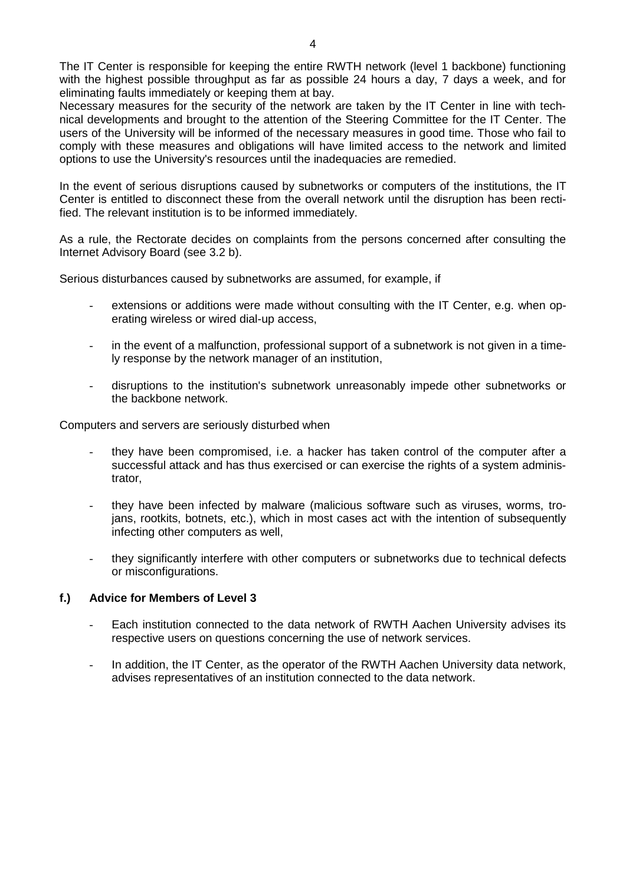The IT Center is responsible for keeping the entire RWTH network (level 1 backbone) functioning with the highest possible throughput as far as possible 24 hours a day, 7 days a week, and for eliminating faults immediately or keeping them at bay.
Necessary measures for the security of the network are taken by the IT Center in line with technical developments and brought to the attention of the Steering Committee for the IT Center. The users of the University will be informed of the necessary measures in good time. Those who fail to comply with these measures and obligations will have limited access to the network and limited options to use the University's resources until the inadequacies are remedied.

In the event of serious disruptions caused by subnetworks or computers of the institutions, the IT Center is entitled to disconnect these from the overall network until the disruption has been rectified. The relevant institution is to be informed immediately.

As a rule, the Rectorate decides on complaints from the persons concerned after consulting the Internet Advisory Board (see 3.2 b).

Serious disturbances caused by subnetworks are assumed, for example, if

- extensions or additions were made without consulting with the IT Center, e.g. when operating wireless or wired dial-up access,
- in the event of a malfunction, professional support of a subnetwork is not given in a timely response by the network manager of an institution,
- disruptions to the institution's subnetwork unreasonably impede other subnetworks or the backbone network.

Computers and servers are seriously disturbed when

- they have been compromised, i.e. a hacker has taken control of the computer after a successful attack and has thus exercised or can exercise the rights of a system administrator,
- they have been infected by malware (malicious software such as viruses, worms, trojans, rootkits, botnets, etc.), which in most cases act with the intention of subsequently infecting other computers as well,
- they significantly interfere with other computers or subnetworks due to technical defects or misconfigurations.

### f.) Advice for Members of Level 3

- Each institution connected to the data network of RWTH Aachen University advises its respective users on questions concerning the use of network services.
- In addition, the IT Center, as the operator of the RWTH Aachen University data network, advises representatives of an institution connected to the data network.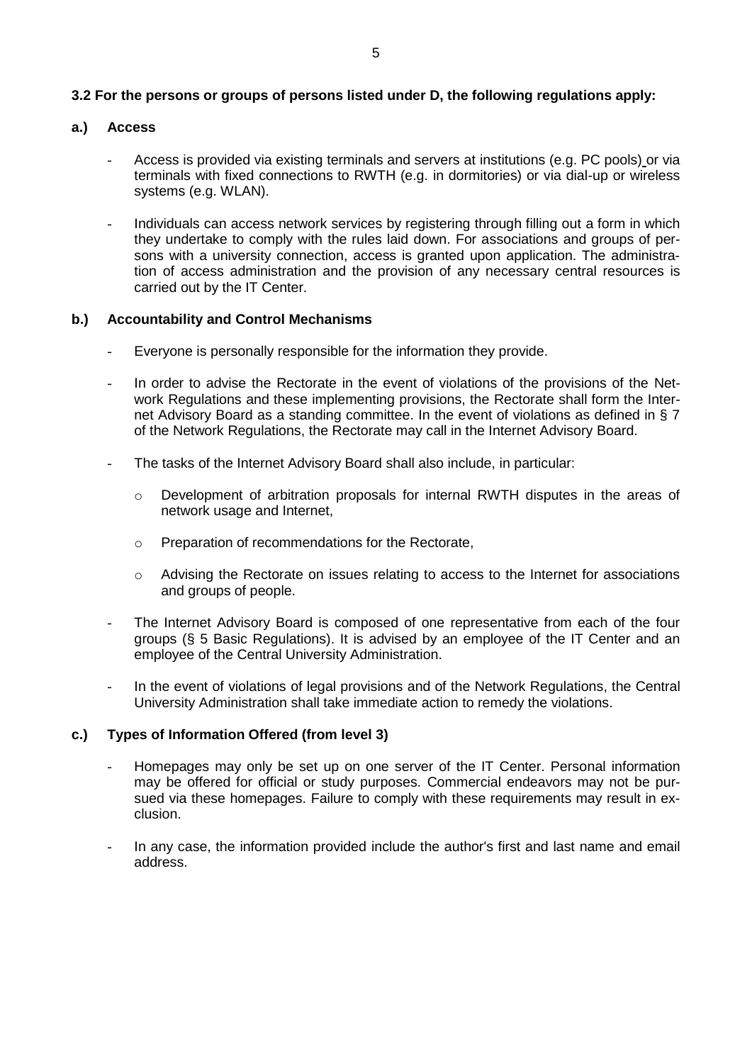**3.2 For the persons or groups of persons listed under D, the following regulations apply:**

**a.) Access**

- Access is provided via existing terminals and servers at institutions (e.g. PC pools) or via terminals with fixed connections to RWTH (e.g. in dormitories) or via dial-up or wireless systems (e.g. WLAN).

- Individuals can access network services by registering through filling out a form in which they undertake to comply with the rules laid down. For associations and groups of persons with a university connection, access is granted upon application. The administration of access administration and the provision of any necessary central resources is carried out by the IT Center.

**b.) Accountability and Control Mechanisms**

- Everyone is personally responsible for the information they provide.

- In order to advise the Rectorate in the event of violations of the provisions of the Network Regulations and these implementing provisions, the Rectorate shall form the Internet Advisory Board as a standing committee. In the event of violations as defined in § 7 of the Network Regulations, the Rectorate may call in the Internet Advisory Board.

- The tasks of the Internet Advisory Board shall also include, in particular:
  - Development of arbitration proposals for internal RWTH disputes in the areas of network usage and Internet,
  - Preparation of recommendations for the Rectorate,
  - Advising the Rectorate on issues relating to access to the Internet for associations and groups of people.

- The Internet Advisory Board is composed of one representative from each of the four groups (§ 5 Basic Regulations). It is advised by an employee of the IT Center and an employee of the Central University Administration.

- In the event of violations of legal provisions and of the Network Regulations, the Central University Administration shall take immediate action to remedy the violations.

**c.) Types of Information Offered (from level 3)**

- Homepages may only be set up on one server of the IT Center. Personal information may be offered for official or study purposes. Commercial endeavors may not be pursued via these homepages. Failure to comply with these requirements may result in exclusion.

- In any case, the information provided include the author's first and last name and email address.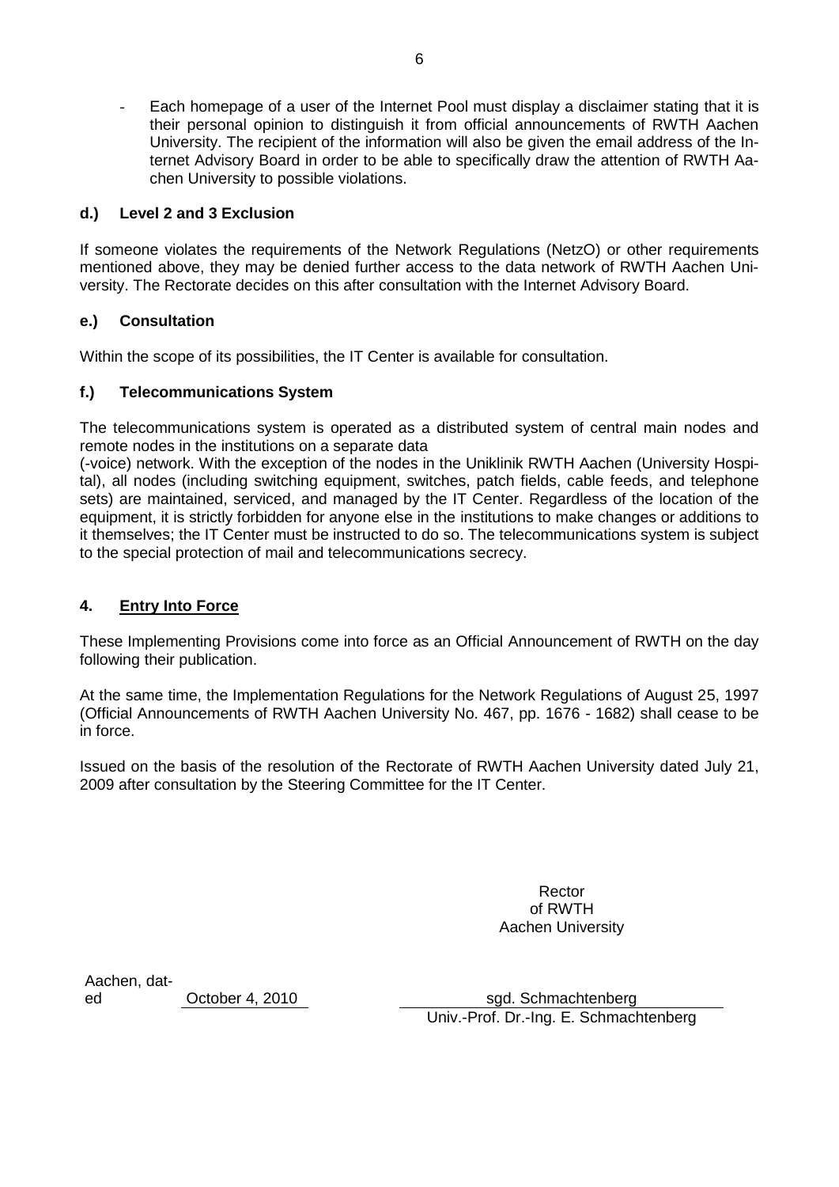- Each homepage of a user of the Internet Pool must display a disclaimer stating that it is their personal opinion to distinguish it from official announcements of RWTH Aachen University. The recipient of the information will also be given the email address of the Internet Advisory Board in order to be able to specifically draw the attention of RWTH Aachen University to possible violations.

### d.) Level 2 and 3 Exclusion

If someone violates the requirements of the Network Regulations (NetzO) or other requirements mentioned above, they may be denied further access to the data network of RWTH Aachen University. The Rectorate decides on this after consultation with the Internet Advisory Board.

### e.) Consultation

Within the scope of its possibilities, the IT Center is available for consultation.

### f.) Telecommunications System

The telecommunications system is operated as a distributed system of central main nodes and remote nodes in the institutions on a separate data (-voice) network. With the exception of the nodes in the Uniklinik RWTH Aachen (University Hospital), all nodes (including switching equipment, switches, patch fields, cable feeds, and telephone sets) are maintained, serviced, and managed by the IT Center. Regardless of the location of the equipment, it is strictly forbidden for anyone else in the institutions to make changes or additions to it themselves; the IT Center must be instructed to do so. The telecommunications system is subject to the special protection of mail and telecommunications secrecy.

## 4. Entry Into Force

These Implementing Provisions come into force as an Official Announcement of RWTH on the day following their publication.

At the same time, the Implementation Regulations for the Network Regulations of August 25, 1997 (Official Announcements of RWTH Aachen University No. 467, pp. 1676 - 1682) shall cease to be in force.

Issued on the basis of the resolution of the Rectorate of RWTH Aachen University dated July 21, 2009 after consultation by the Steering Committee for the IT Center.

Rector
of RWTH
Aachen University

Aachen, dated October 4, 2010

sgd. Schmachtenberg
Univ.-Prof. Dr.-Ing. E. Schmachtenberg